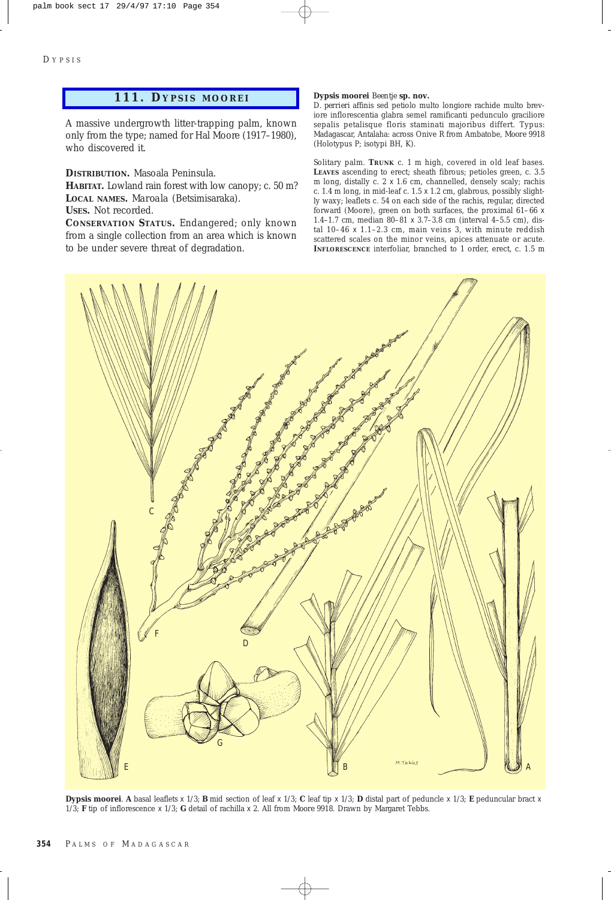# 111. DYPSIS MOOREI

A massive undergrowth litter-trapping palm, known only from the type; named for Hal Moore (1917–1980), who discovered it.

**DISTRIBUTION.** Masoala Peninsula.

**HABITAT.** Lowland rain forest with low canopy; c. 50 m?

**LOCAL NAMES.** Maroala (Betsimisaraka).

**USES.** Not recorded.

**CONSERVATION STATUS.** Endangered; only known from a single collection from an area which is known to be under severe threat of degradation.

**Dypsis moorei** Beentje **sp. nov.**

*D. perrieri* affinis sed petiolo multo longiore rachide multo breviore inflorescentia glabra semel ramificanti pedunculo graciliore sepalis petalisque floris staminati majoribus differt. Typus: Madagascar, Antalaha: across Onive R from Ambatobe, *Moore* 9918 (Holotypus P; isotypi BH, K).

Solitary palm. **TRUNK** c. 1 m high, covered in old leaf bases. **LEAVES** ascending to erect; sheath fibrous; petioles green, c. 3.5 m long, distally c. 2 x 1.6 cm, channelled, densely scaly; rachis c. 1.4 m long, in mid-leaf c. 1.5 x 1.2 cm, glabrous, possibly slightly waxy; leaflets c. 54 on each side of the rachis, regular, directed forward (Moore), green on both surfaces, the proximal 61–66 x 1.4–1.7 cm, median 80–81 x 3.7–3.8 cm (interval 4–5.5 cm), distal 10–46 x 1.1–2.3 cm, main veins 3, with minute reddish scattered scales on the minor veins, apices attenuate or acute. **INFLORESCENCE** interfoliar, branched to 1 order, erect, c. 1.5 m

**Dypsis moorei**. **A** basal leaflets x 1/3; **B** mid section of leaf x 1/3; **C** leaf tip x 1/3; **D** distal part of peduncle x 1/3; **E** peduncular bract x 1/3; **F** tip of inflorescence x 1/3; **G** detail of rachilla x 2. All from *Moore* 9918. Drawn by Margaret Tebbs.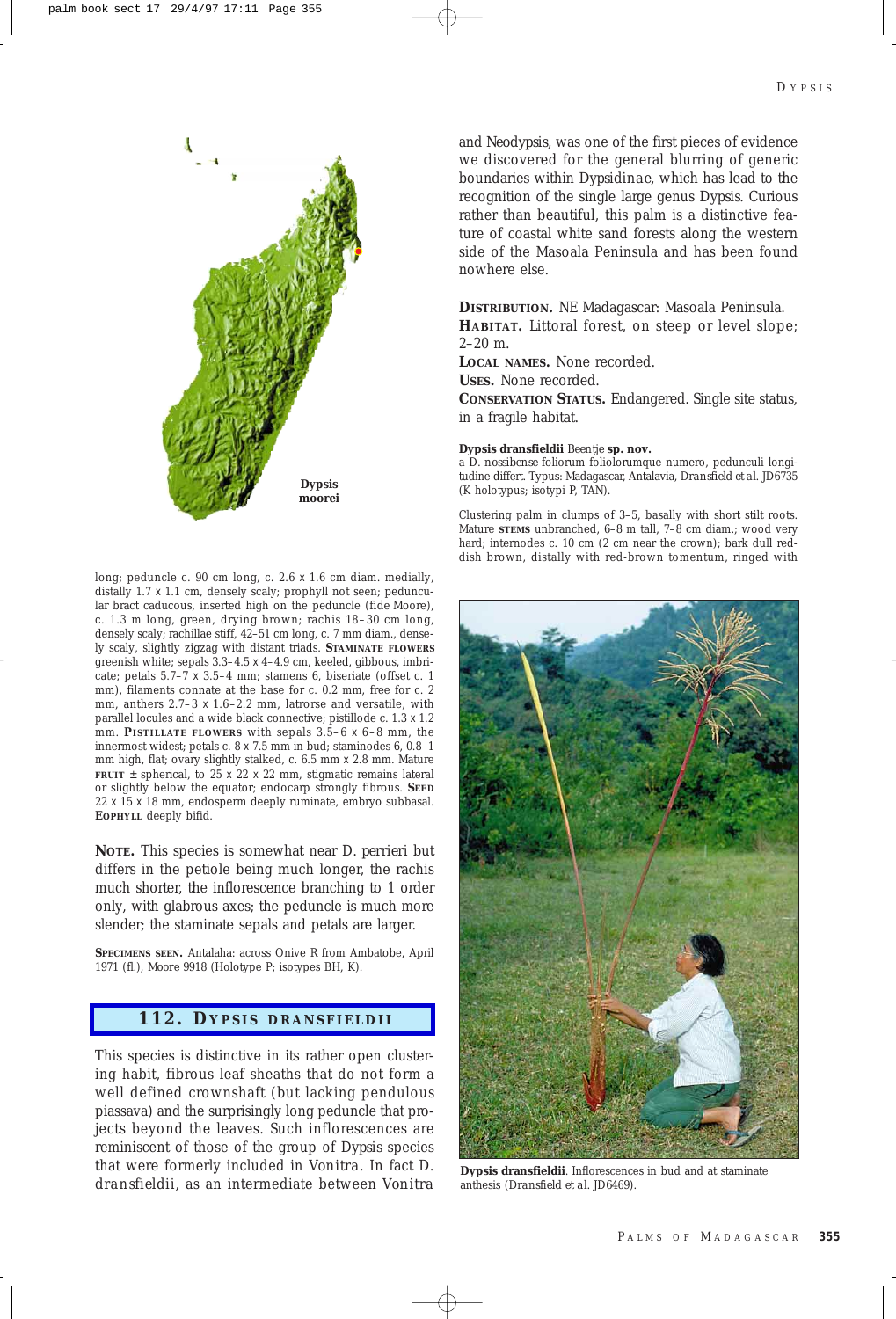Dypsis moorei

long; peduncle c. 90 cm long, c. 2.6 x 1.6 cm diam. medially, distally 1.7 x 1.1 cm, densely scaly; prophyll not seen; peduncular bract caducous, inserted high on the peduncle (fide Moore), c. 1.3 m long, green, drying brown; rachis 18–30 cm long, densely scaly; rachillae stiff, 42–51 cm long, c. 7 mm diam., densely scaly, slightly zigzag with distant triads. **Staminate flowers** greenish white; sepals 3.3–4.5 x 4–4.9 cm, keeled, gibbous, imbricate; petals 5.7–7 x 3.5–4 mm; stamens 6, biseriate (offset c. 1 mm), filaments connate at the base for c. 0.2 mm, free for c. 2 mm, anthers 2.7–3 x 1.6–2.2 mm, latrorse and versatile, with parallel locules and a wide black connective; pistillode c. 1.3 x 1.2 mm. **Pistillate flowers** with sepals 3.5–6 x 6–8 mm, the innermost widest; petals c. 8 x 7.5 mm in bud; staminodes 6, 0.8–1 mm high, flat; ovary slightly stalked, c. 6.5 mm x 2.8 mm. Mature **fruit** ± spherical, to 25 x 22 x 22 mm, stigmatic remains lateral or slightly below the equator; endocarp strongly fibrous. **Seed** 22 x 15 x 18 mm, endosperm deeply ruminate, embryo subbasal. **Eophyll** deeply bifid.

**Note.** This species is somewhat near D. perrieri but differs in the petiole being much longer, the rachis much shorter, the inflorescence branching to 1 order only, with glabrous axes; the peduncle is much more slender; the staminate sepals and petals are larger.

**Specimens seen.** Antalaha: across Onive R from Ambatobe, April 1971 (fl.), Moore 9918 (Holotype P; isotypes BH, K).

## 112. Dypsis dransfieldii

This species is distinctive in its rather open clustering habit, fibrous leaf sheaths that do not form a well defined crownshaft (but lacking pendulous piassava) and the surprisingly long peduncle that projects beyond the leaves. Such inflorescences are reminiscent of those of the group of Dypsis species that were formerly included in Vonitra. In fact D. dransfieldii, as an intermediate between Vonitra and Neodypsis, was one of the first pieces of evidence we discovered for the general blurring of generic boundaries within Dypsidinae, which has lead to the recognition of the single large genus Dypsis. Curious rather than beautiful, this palm is a distinctive feature of coastal white sand forests along the western side of the Masoala Peninsula and has been found nowhere else.

**Distribution.** NE Madagascar: Masoala Peninsula.
**Habitat.** Littoral forest, on steep or level slope; 2–20 m.
**Local names.** None recorded.
**Uses.** None recorded.
**Conservation Status.** Endangered. Single site status, in a fragile habitat.

**Dypsis dransfieldii** Beentje **sp. nov.**
a D. nossibense foliorum foliolorumque numero, pedunculi longitudine differt. Typus: Madagascar, Antalavia, *Dransfield et al.* JD6735 (K holotypus; isotypi P, TAN).

Clustering palm in clumps of 3–5, basally with short stilt roots. Mature **stems** unbranched, 6–8 m tall, 7–8 cm diam.; wood very hard; internodes c. 10 cm (2 cm near the crown); bark dull reddish brown, distally with red-brown tomentum, ringed with

**Dypsis dransfieldii**. Inflorescences in bud and at staminate anthesis (Dransfield et al. JD6469).